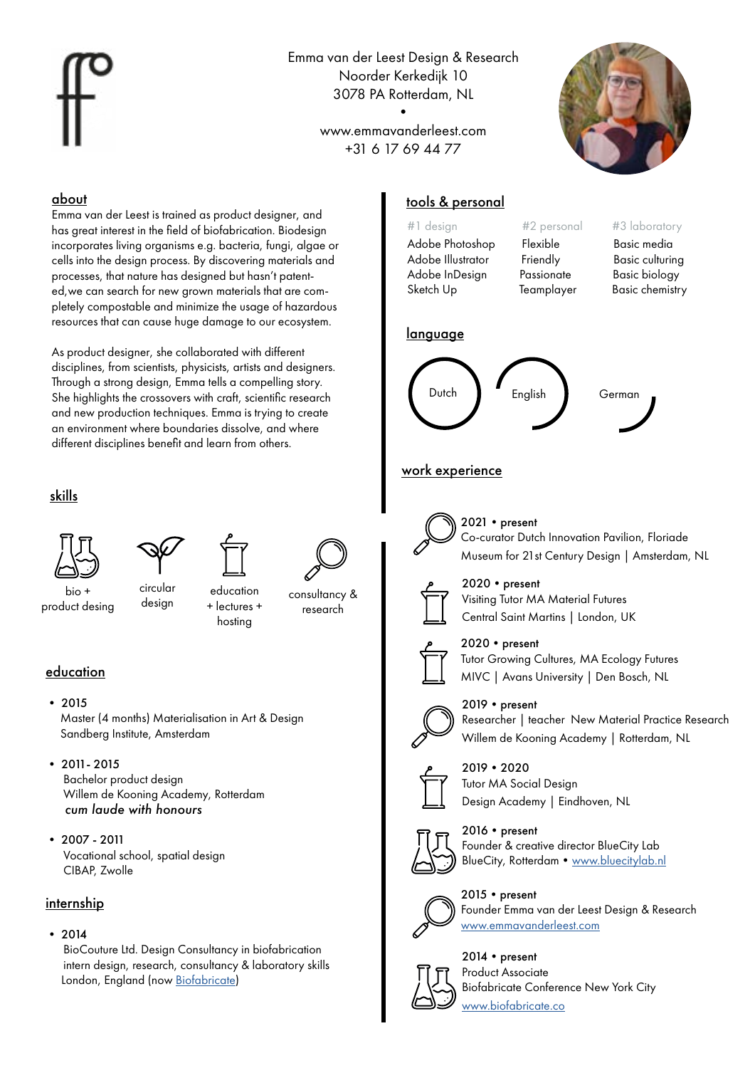Emma van der Leest Design & Research
Noorder Kerkedijk 10
3078 PA Rotterdam, NL
•
www.emmavanderleest.com
+31 6 17 69 44 77

## about

Emma van der Leest is trained as product designer, and has great interest in the field of biofabrication. Biodesign incorporates living organisms e.g. bacteria, fungi, algae or cells into the design process. By discovering materials and processes, that nature has designed but hasn't patent-ed,we can search for new grown materials that are completely compostable and minimize the usage of hazardous resources that can cause huge damage to our ecosystem.

As product designer, she collaborated with different disciplines, from scientists, physicists, artists and designers. Through a strong design, Emma tells a compelling story. She highlights the crossovers with craft, scientific research and new production techniques. Emma is trying to create an environment where boundaries dissolve, and where different disciplines benefit and learn from others.

## skills

- bio + product desing
- circular design
- education + lectures + hosting
- consultancy & research

## education

- 2015
  Master (4 months) Materialisation in Art & Design
  Sandberg Institute, Amsterdam
- 2011 - 2015
  Bachelor product design
  Willem de Kooning Academy, Rotterdam
  *cum laude with honours*
- 2007 - 2011
  Vocational school, spatial design
  CIBAP, Zwolle

## internship

- 2014
  BioCouture Ltd. Design Consultancy in biofabrication
  intern design, research, consultancy & laboratory skills
  London, England (now Biofabricate)

## tools & personal

| #1 design | #2 personal | #3 laboratory |
|---|---|---|
| Adobe Photoshop | Flexible | Basic media |
| Adobe Illustrator | Friendly | Basic culturing |
| Adobe InDesign | Passionate | Basic biology |
| Sketch Up | Teamplayer | Basic chemistry |

## language

Dutch, English, German

## work experience

**2021 • present**
Co-curator Dutch Innovation Pavilion, Floriade
Museum for 21st Century Design | Amsterdam, NL

**2020 • present**
Visiting Tutor MA Material Futures
Central Saint Martins | London, UK

**2020 • present**
Tutor Growing Cultures, MA Ecology Futures
MIVC | Avans University | Den Bosch, NL

**2019 • present**
Researcher | teacher New Material Practice Research
Willem de Kooning Academy | Rotterdam, NL

**2019 • 2020**
Tutor MA Social Design
Design Academy | Eindhoven, NL

**2016 • present**
Founder & creative director BlueCity Lab
BlueCity, Rotterdam • www.bluecitylab.nl

**2015 • present**
Founder Emma van der Leest Design & Research
www.emmavanderleest.com

**2014 • present**
Product Associate
Biofabricate Conference New York City
www.biofabricate.co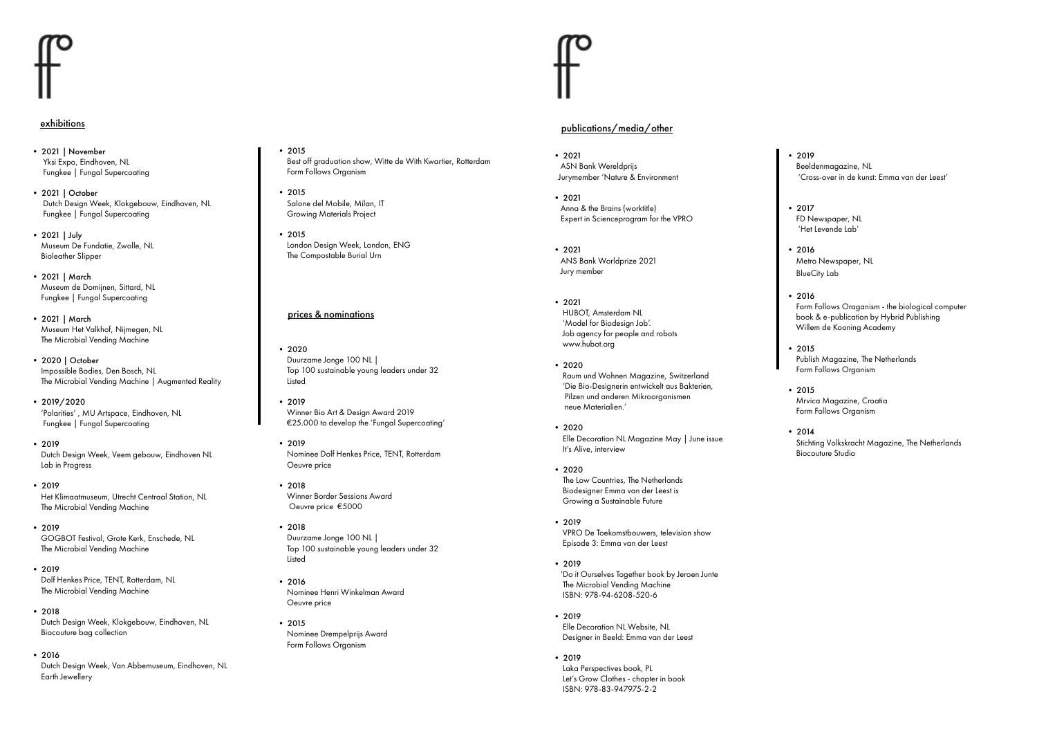## exhibitions

- 2021 | November
  Yksi Expo, Eindhoven, NL
  Fungkee | Fungal Supercoating

- 2021 | October
  Dutch Design Week, Klokgebouw, Eindhoven, NL
  Fungkee | Fungal Supercoating

- 2021 | July
  Museum De Fundatie, Zwolle, NL
  Bioleather Slipper

- 2021 | March
  Museum de Domijnen, Sittard, NL
  Fungkee | Fungal Supercoating

- 2021 | March
  Museum Het Valkhof, Nijmegen, NL
  The Microbial Vending Machine

- 2020 | October
  Impossible Bodies, Den Bosch, NL
  The Microbial Vending Machine | Augmented Reality

- 2019/2020
  'Polarities' , MU Artspace, Eindhoven, NL
  Fungkee | Fungal Supercoating

- 2019
  Dutch Design Week, Veem gebouw, Eindhoven NL
  Lab in Progress

- 2019
  Het Klimaatmuseum, Utrecht Centraal Station, NL
  The Microbial Vending Machine

- 2019
  GOGBOT Festival, Grote Kerk, Enschede, NL
  The Microbial Vending Machine

- 2019
  Dolf Henkes Price, TENT, Rotterdam, NL
  The Microbial Vending Machine

- 2018
  Dutch Design Week, Klokgebouw, Eindhoven, NL
  Biocouture bag collection

- 2016
  Dutch Design Week, Van Abbemuseum, Eindhoven, NL
  Earth Jewellery

- 2015
  Best off graduation show, Witte de With Kwartier, Rotterdam
  Form Follows Organism

- 2015
  Salone del Mobile, Milan, IT
  Growing Materials Project

- 2015
  London Design Week, London, ENG
  The Compostable Burial Urn

## prices & nominations

- 2020
  Duurzame Jonge 100 NL |
  Top 100 sustainable young leaders under 32
  Listed

- 2019
  Winner Bio Art & Design Award 2019
  €25.000 to develop the 'Fungal Supercoating'

- 2019
  Nominee Dolf Henkes Price, TENT, Rotterdam
  Oeuvre price

- 2018
  Winner Border Sessions Award
  Oeuvre price €5000

- 2018
  Duurzame Jonge 100 NL |
  Top 100 sustainable young leaders under 32
  Listed

- 2016
  Nominee Henri Winkelman Award
  Oeuvre price

- 2015
  Nominee Drempelprijs Award
  Form Follows Organism

## publications/media/other

- 2021
  ASN Bank Wereldprijs
  Jurymember 'Nature & Environment

- 2021
  Anna & the Brains (worktitle)
  Expert in Scienceprogram for the VPRO

- 2021
  ANS Bank Worldprize 2021
  Jury member

- 2021
  HUBOT, Amsterdam NL
  'Model for Biodesign Job'.
  Job agency for people and robots
  www.hubot.org

- 2020
  Raum und Wohnen Magazine, Switzerland
  'Die Bio-Designerin entwickelt aus Bakterien,
  Pilzen und anderen Mikroorganismen
  neue Materialien.'

- 2020
  Elle Decoration NL Magazine May | June issue
  It's Alive, interview

- 2020
  The Low Countries, The Netherlands
  Biodesigner Emma van der Leest is
  Growing a Sustainable Future

- 2019
  VPRO De Toekomstbouwers, television show
  Episode 3: Emma van der Leest

- 2019
  'Do it Ourselves Together book by Jeroen Junte
  The Microbial Vending Machine
  ISBN: 978-94-6208-520-6

- 2019
  Elle Decoration NL Website, NL
  Designer in Beeld: Emma van der Leest

- 2019
  Laka Perspectives book, PL
  Let's Grow Clothes - chapter in book
  ISBN: 978-83-947975-2-2

- 2019
  Beeldenmagazine, NL
  'Cross-over in de kunst: Emma van der Leest'

- 2017
  FD Newspaper, NL
  'Het Levende Lab'

- 2016
  Metro Newspaper, NL
  BlueCity Lab

- 2016
  Form Follows Oraganism - the biological computer
  book & e-publication by Hybrid Publishing
  Willem de Kooning Academy

- 2015
  Publish Magazine, The Netherlands
  Form Follows Organism

- 2015
  Mrvica Magazine, Croatia
  Form Follows Organism

- 2014
  Stichting Volkskracht Magazine, The Netherlands
  Biocouture Studio